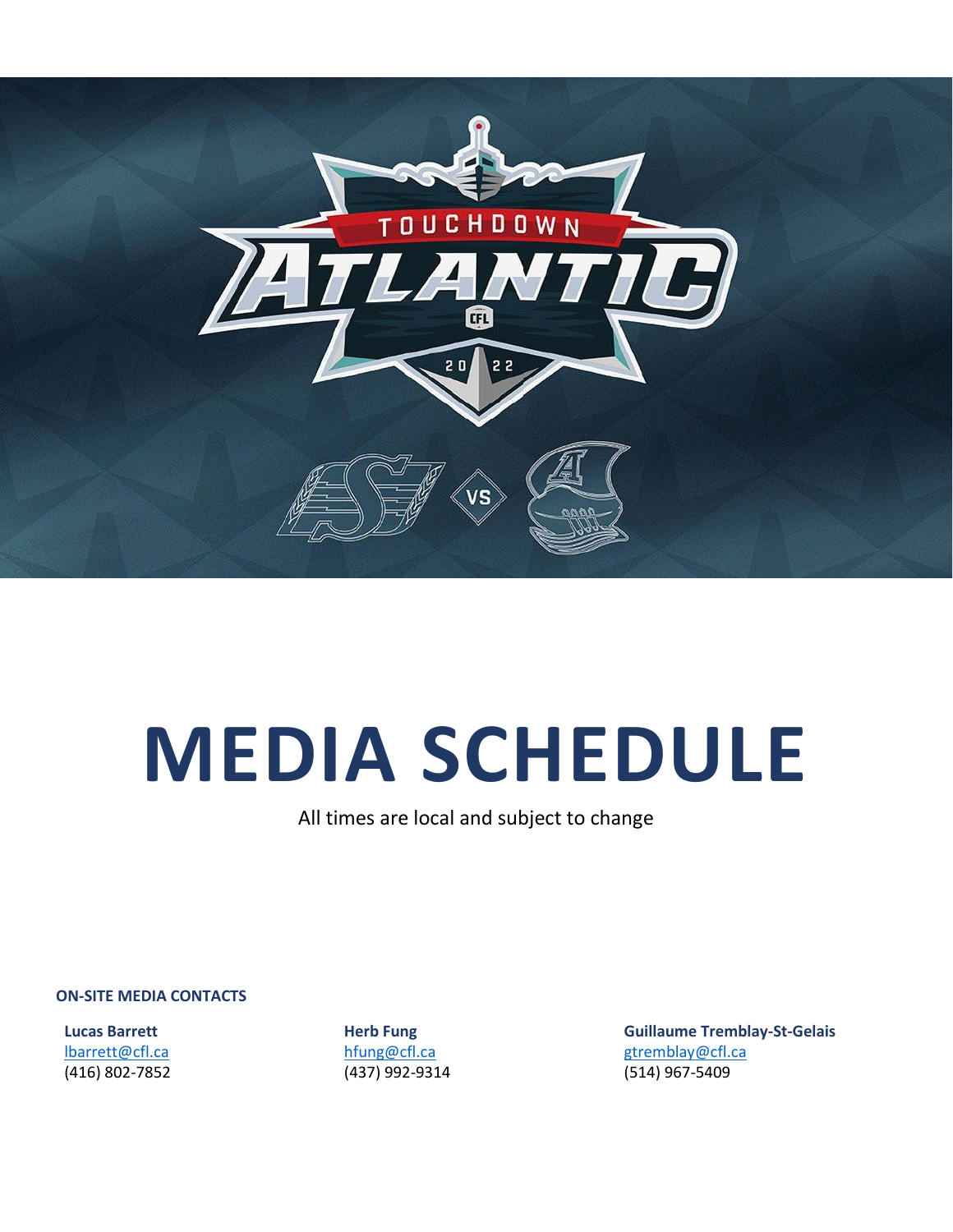# MEDIA SCHEDULE

All times are local and subject to change

**ON-SITE MEDIA CONTACTS**

**Lucas Barrett**
lbarrett@cfl.ca
(416) 802-7852

**Herb Fung**
hfung@cfl.ca
(437) 992-9314

**Guillaume Tremblay-St-Gelais**
gtremblay@cfl.ca
(514) 967-5409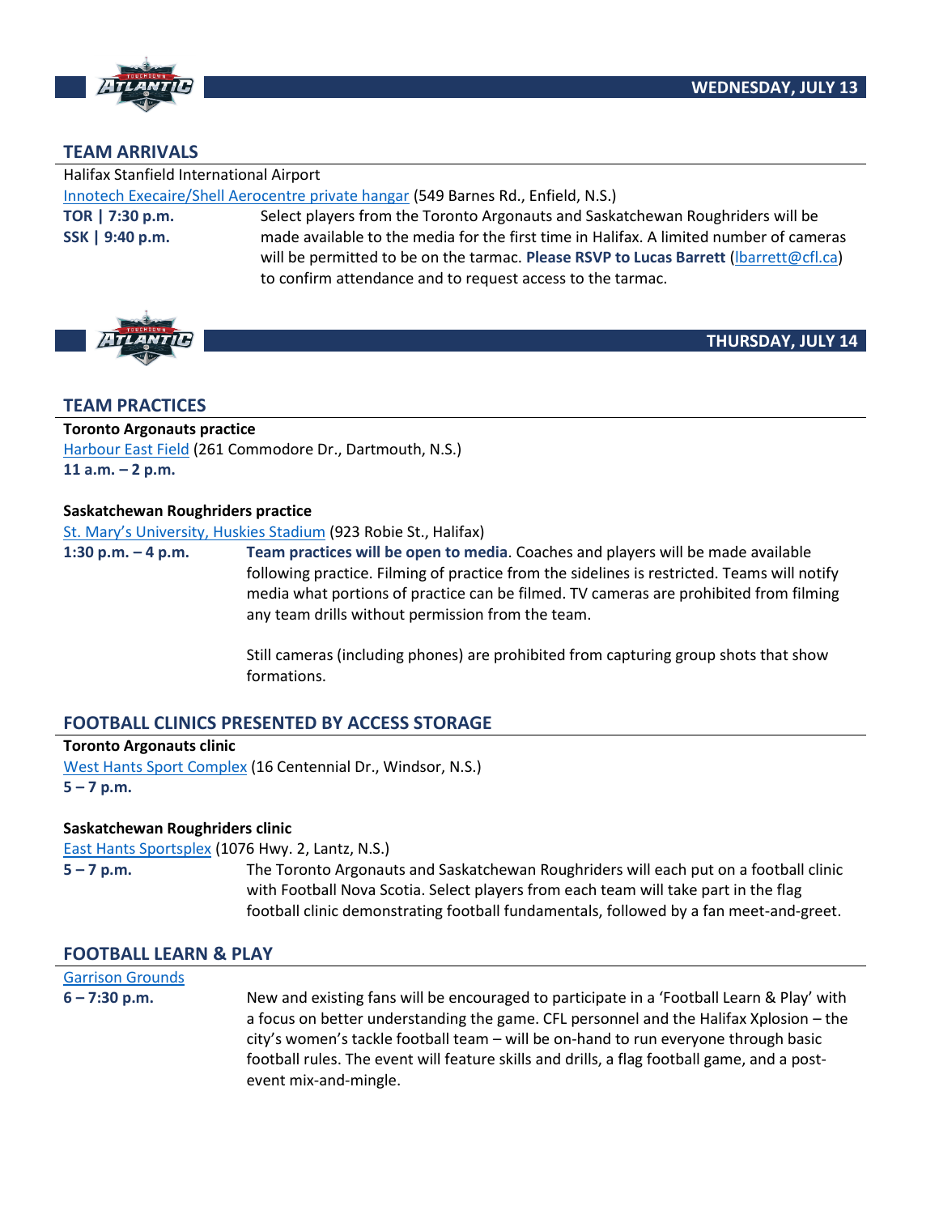## WEDNESDAY, JULY 13

### TEAM ARRIVALS

Halifax Stanfield International Airport

Innotech Execaire/Shell Aerocentre private hangar (549 Barnes Rd., Enfield, N.S.)

**TOR | 7:30 p.m.**
**SSK | 9:40 p.m.**

Select players from the Toronto Argonauts and Saskatchewan Roughriders will be made available to the media for the first time in Halifax. A limited number of cameras will be permitted to be on the tarmac. **Please RSVP to Lucas Barrett** (lbarrett@cfl.ca) to confirm attendance and to request access to the tarmac.

## THURSDAY, JULY 14

### TEAM PRACTICES

**Toronto Argonauts practice**

Harbour East Field (261 Commodore Dr., Dartmouth, N.S.)

**11 a.m. – 2 p.m.**

**Saskatchewan Roughriders practice**

St. Mary's University, Huskies Stadium (923 Robie St., Halifax)

**1:30 p.m. – 4 p.m.**

**Team practices will be open to media**. Coaches and players will be made available following practice. Filming of practice from the sidelines is restricted. Teams will notify media what portions of practice can be filmed. TV cameras are prohibited from filming any team drills without permission from the team.

Still cameras (including phones) are prohibited from capturing group shots that show formations.

### FOOTBALL CLINICS PRESENTED BY ACCESS STORAGE

**Toronto Argonauts clinic**

West Hants Sport Complex (16 Centennial Dr., Windsor, N.S.)

**5 – 7 p.m.**

**Saskatchewan Roughriders clinic**

East Hants Sportsplex (1076 Hwy. 2, Lantz, N.S.)

**5 – 7 p.m.**

The Toronto Argonauts and Saskatchewan Roughriders will each put on a football clinic with Football Nova Scotia. Select players from each team will take part in the flag football clinic demonstrating football fundamentals, followed by a fan meet-and-greet.

### FOOTBALL LEARN & PLAY

Garrison Grounds

**6 – 7:30 p.m.**

New and existing fans will be encouraged to participate in a 'Football Learn & Play' with a focus on better understanding the game. CFL personnel and the Halifax Xplosion – the city's women's tackle football team – will be on-hand to run everyone through basic football rules. The event will feature skills and drills, a flag football game, and a post-event mix-and-mingle.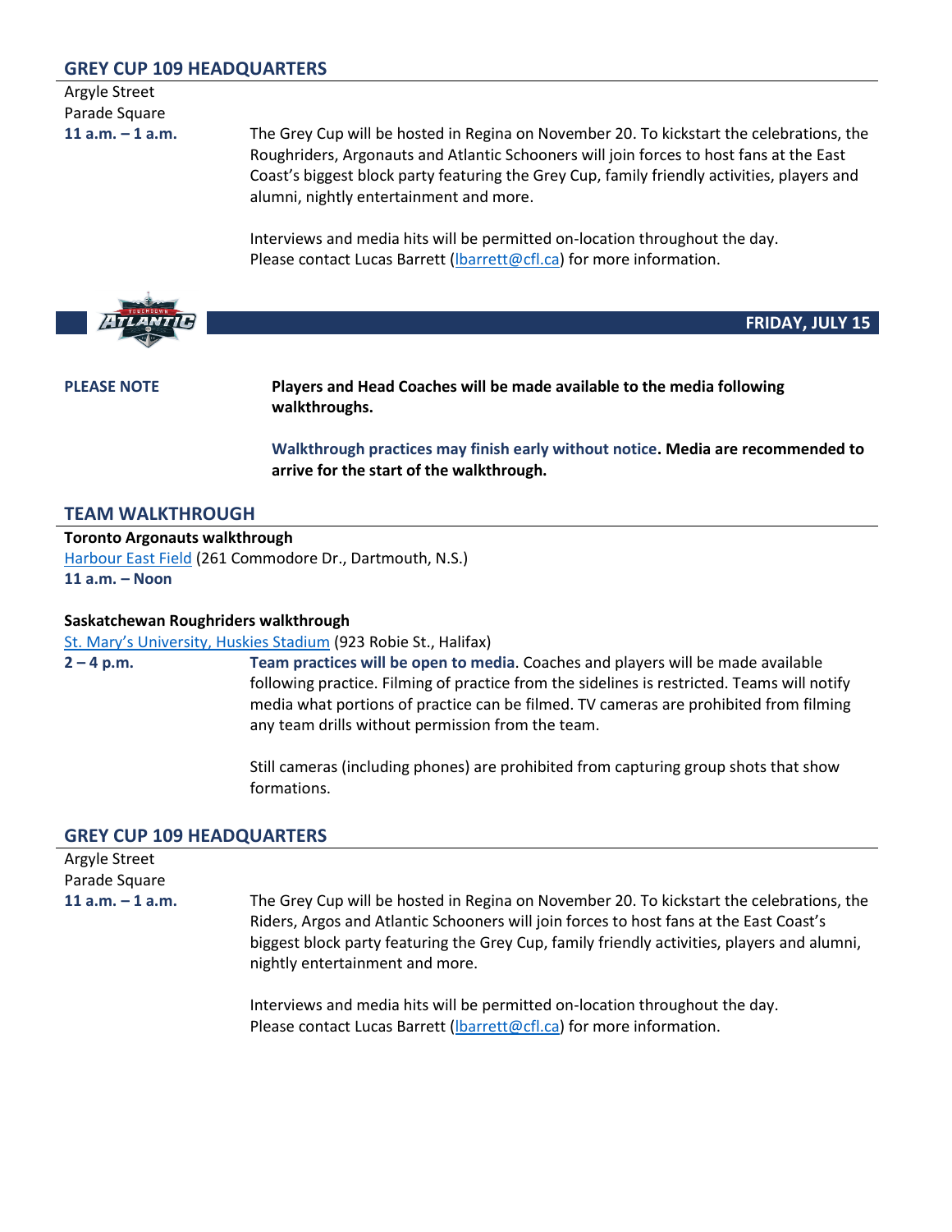## GREY CUP 109 HEADQUARTERS

Argyle Street
Parade Square

**11 a.m. – 1 a.m.**

The Grey Cup will be hosted in Regina on November 20. To kickstart the celebrations, the Roughriders, Argonauts and Atlantic Schooners will join forces to host fans at the East Coast's biggest block party featuring the Grey Cup, family friendly activities, players and alumni, nightly entertainment and more.

Interviews and media hits will be permitted on-location throughout the day.
Please contact Lucas Barrett (lbarrett@cfl.ca) for more information.

**FRIDAY, JULY 15**

**PLEASE NOTE**

**Players and Head Coaches will be made available to the media following walkthroughs.**

**Walkthrough practices may finish early without notice. Media are recommended to arrive for the start of the walkthrough.**

## TEAM WALKTHROUGH

**Toronto Argonauts walkthrough**
Harbour East Field (261 Commodore Dr., Dartmouth, N.S.)
**11 a.m. – Noon**

**Saskatchewan Roughriders walkthrough**
St. Mary's University, Huskies Stadium (923 Robie St., Halifax)
**2 – 4 p.m.**

**Team practices will be open to media**. Coaches and players will be made available following practice. Filming of practice from the sidelines is restricted. Teams will notify media what portions of practice can be filmed. TV cameras are prohibited from filming any team drills without permission from the team.

Still cameras (including phones) are prohibited from capturing group shots that show formations.

## GREY CUP 109 HEADQUARTERS

Argyle Street
Parade Square

**11 a.m. – 1 a.m.**

The Grey Cup will be hosted in Regina on November 20. To kickstart the celebrations, the Riders, Argos and Atlantic Schooners will join forces to host fans at the East Coast's biggest block party featuring the Grey Cup, family friendly activities, players and alumni, nightly entertainment and more.

Interviews and media hits will be permitted on-location throughout the day.
Please contact Lucas Barrett (lbarrett@cfl.ca) for more information.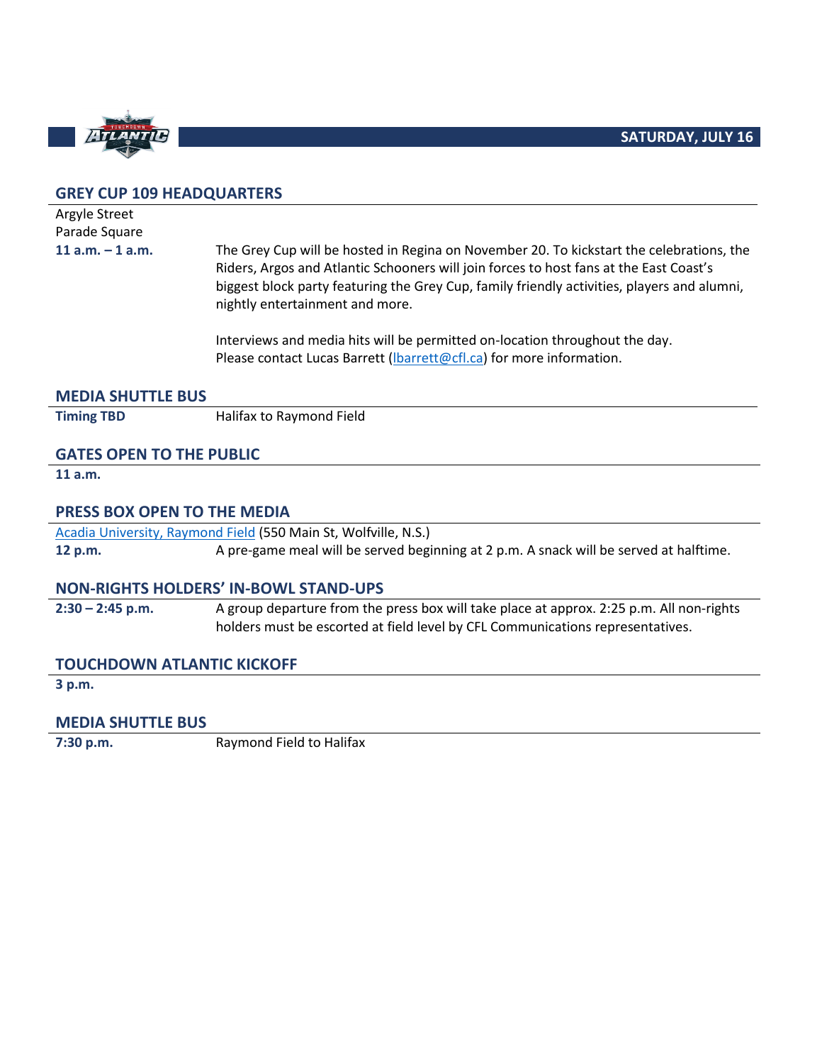**SATURDAY, JULY 16**

## GREY CUP 109 HEADQUARTERS

Argyle Street
Parade Square

**11 a.m. – 1 a.m.**

The Grey Cup will be hosted in Regina on November 20. To kickstart the celebrations, the Riders, Argos and Atlantic Schooners will join forces to host fans at the East Coast's biggest block party featuring the Grey Cup, family friendly activities, players and alumni, nightly entertainment and more.

Interviews and media hits will be permitted on-location throughout the day.
Please contact Lucas Barrett (lbarrett@cfl.ca) for more information.

## MEDIA SHUTTLE BUS

**Timing TBD** — Halifax to Raymond Field

## GATES OPEN TO THE PUBLIC

**11 a.m.**

## PRESS BOX OPEN TO THE MEDIA

Acadia University, Raymond Field (550 Main St, Wolfville, N.S.)

**12 p.m.** — A pre-game meal will be served beginning at 2 p.m. A snack will be served at halftime.

## NON-RIGHTS HOLDERS' IN-BOWL STAND-UPS

**2:30 – 2:45 p.m.** — A group departure from the press box will take place at approx. 2:25 p.m. All non-rights holders must be escorted at field level by CFL Communications representatives.

## TOUCHDOWN ATLANTIC KICKOFF

**3 p.m.**

## MEDIA SHUTTLE BUS

**7:30 p.m.** — Raymond Field to Halifax